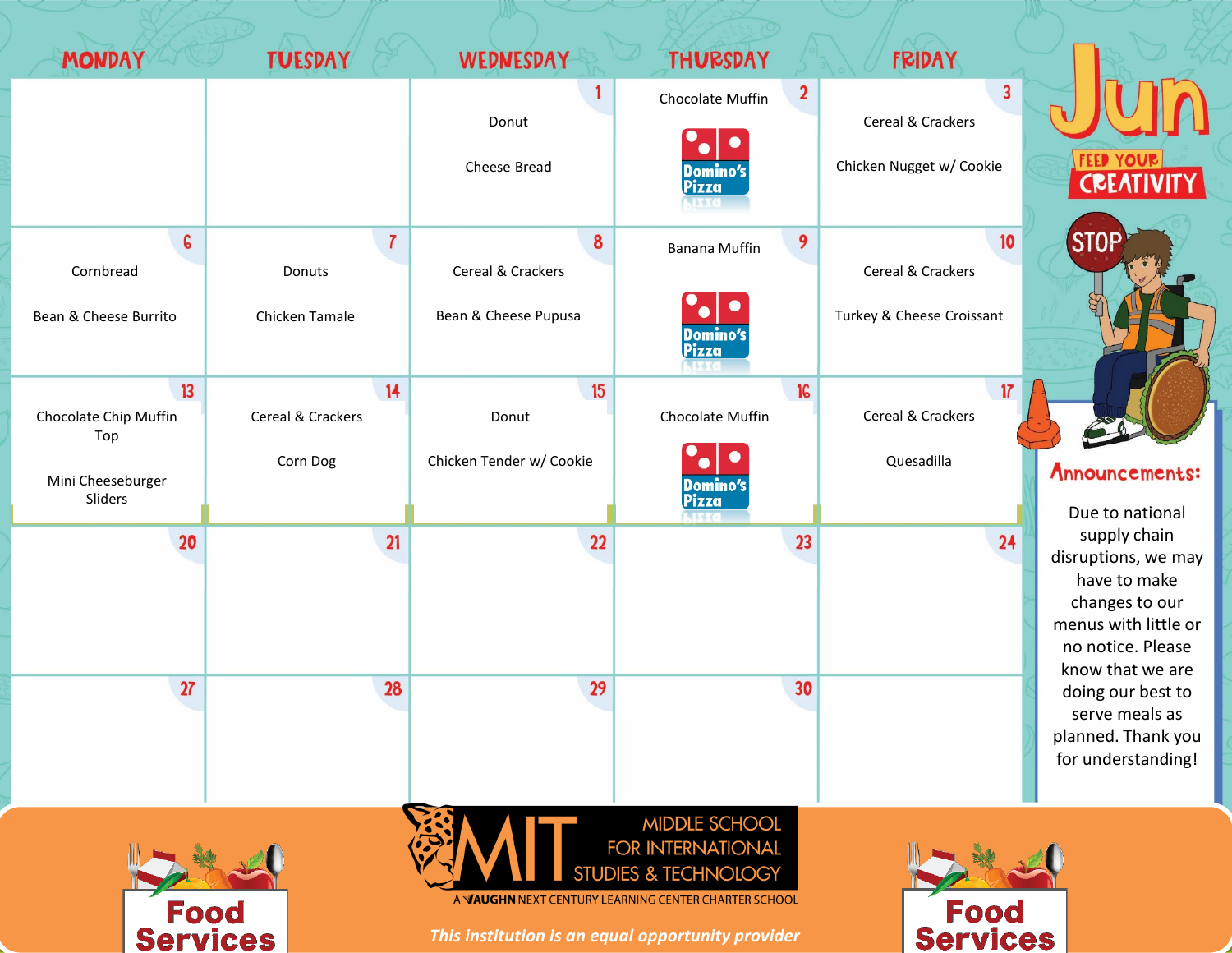# Jun

**FEED YOUR CREATIVITY**

| MONDAY | TUESDAY | WEDNESDAY | THURSDAY | FRIDAY |
|---|---|---|---|---|
| | | 1<br>Donut<br>Cheese Bread | 2<br>Chocolate Muffin<br>Domino's Pizza | 3<br>Cereal & Crackers<br>Chicken Nugget w/ Cookie |
| 6<br>Cornbread<br>Bean & Cheese Burrito | 7<br>Donuts<br>Chicken Tamale | 8<br>Cereal & Crackers<br>Bean & Cheese Pupusa | 9<br>Banana Muffin<br>Domino's Pizza | 10<br>Cereal & Crackers<br>Turkey & Cheese Croissant |
| 13<br>Chocolate Chip Muffin Top<br>Mini Cheeseburger Sliders | 14<br>Cereal & Crackers<br>Corn Dog | 15<br>Donut<br>Chicken Tender w/ Cookie | 16<br>Chocolate Muffin<br>Domino's Pizza | 17<br>Cereal & Crackers<br>Quesadilla |
| 20 | 21 | 22 | 23 | 24 |
| 27 | 28 | 29 | 30 | |

## Announcements:

Due to national supply chain disruptions, we may have to make changes to our menus with little or no notice. Please know that we are doing our best to serve meals as planned. Thank you for understanding!

**Food Services**

MIT MIDDLE SCHOOL FOR INTERNATIONAL STUDIES & TECHNOLOGY

A VAUGHN NEXT CENTURY LEARNING CENTER CHARTER SCHOOL

*This institution is an equal opportunity provider*

**Food Services**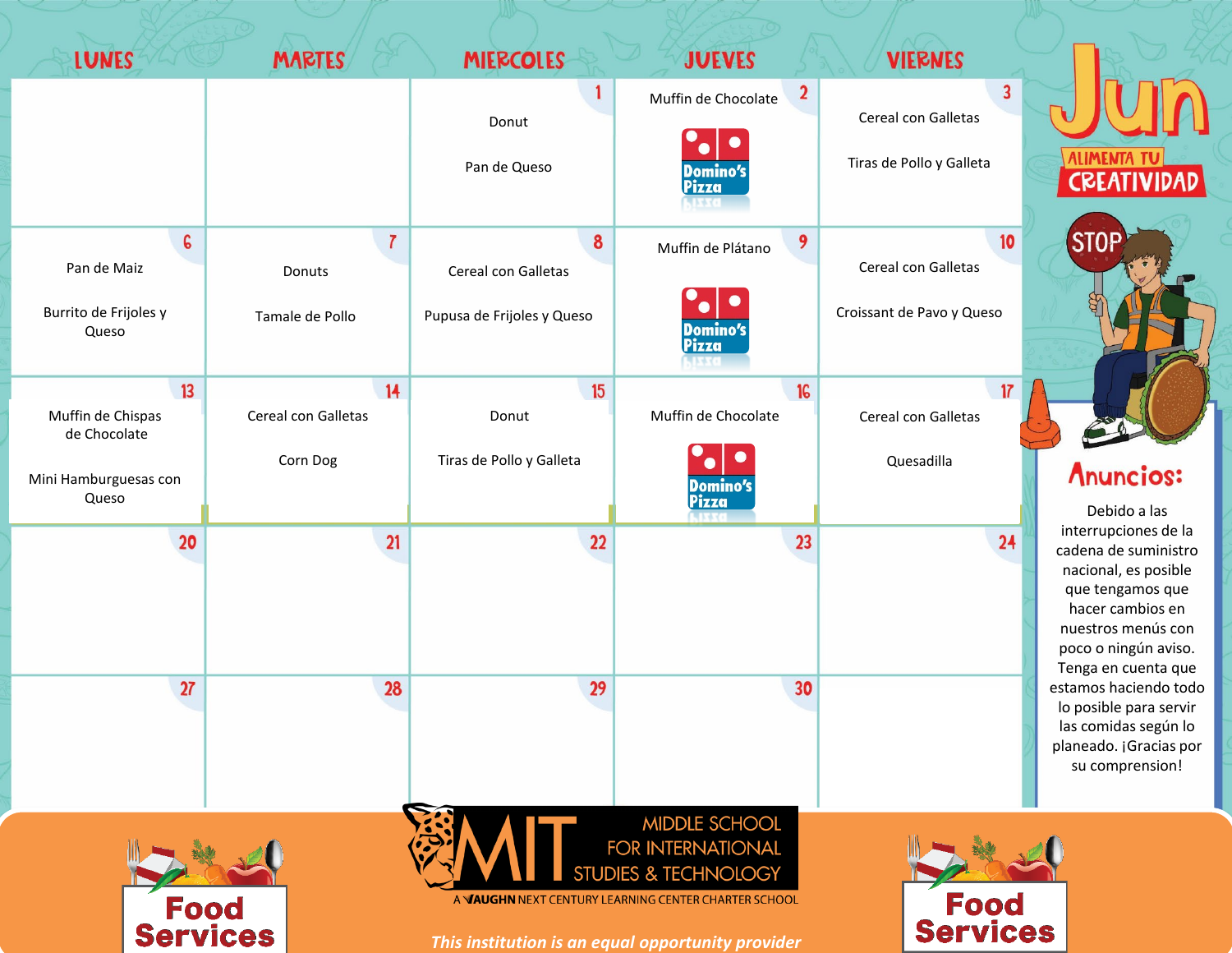# Jun

## ALIMENTA TU CREATIVIDAD

| LUNES | MARTES | MIERCOLES | JUEVES | VIERNES |
|---|---|---|---|---|
| | | 1<br>Donut<br>Pan de Queso | 2<br>Muffin de Chocolate<br>Domino's Pizza | 3<br>Cereal con Galletas<br>Tiras de Pollo y Galleta |
| 6<br>Pan de Maiz<br>Burrito de Frijoles y Queso | 7<br>Donuts<br>Tamale de Pollo | 8<br>Cereal con Galletas<br>Pupusa de Frijoles y Queso | 9<br>Muffin de Plátano<br>Domino's Pizza | 10<br>Cereal con Galletas<br>Croissant de Pavo y Queso |
| 13<br>Muffin de Chispas de Chocolate<br>Mini Hamburguesas con Queso | 14<br>Cereal con Galletas<br>Corn Dog | 15<br>Donut<br>Tiras de Pollo y Galleta | 16<br>Muffin de Chocolate<br>Domino's Pizza | 17<br>Cereal con Galletas<br>Quesadilla |
| 20 | 21 | 22 | 23 | 24 |
| 27 | 28 | 29 | 30 | |

## Anuncios:

Debido a las interrupciones de la cadena de suministro nacional, es posible que tengamos que hacer cambios en nuestros menús con poco o ningún aviso. Tenga en cuenta que estamos haciendo todo lo posible para servir las comidas según lo planeado. ¡Gracias por su comprension!

Food Services

MIT MIDDLE SCHOOL FOR INTERNATIONAL STUDIES & TECHNOLOGY

A VAUGHN NEXT CENTURY LEARNING CENTER CHARTER SCHOOL

*This institution is an equal opportunity provider*

Food Services